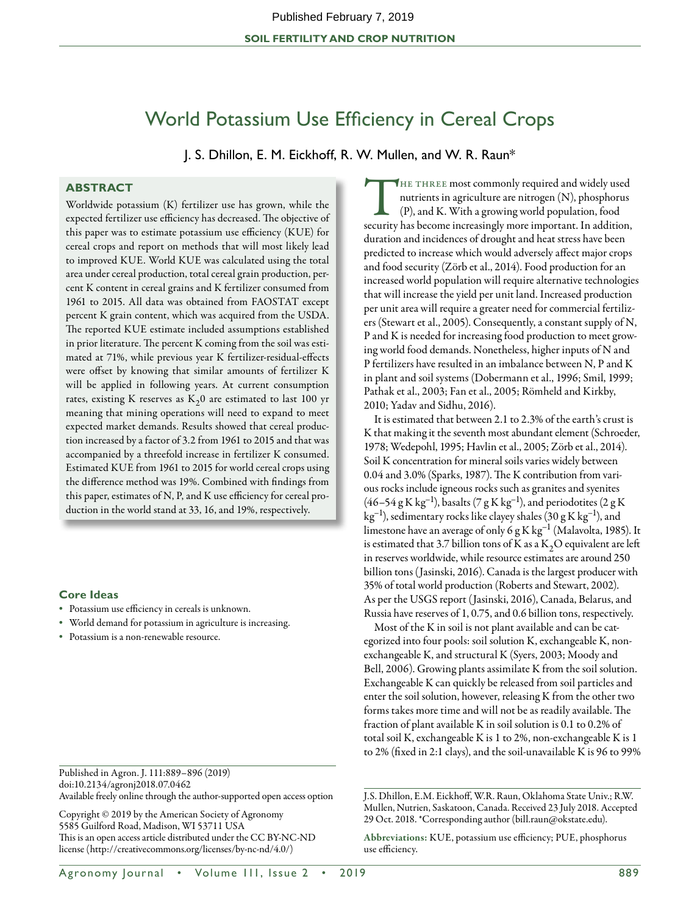Published February 7, 2019

**SOIL FERTILITY AND CROP NUTRITION**

# World Potassium Use Efficiency in Cereal Crops

J. S. Dhillon, E. M. Eickhoff, R. W. Mullen, and W. R. Raun*

## ABSTRACT

Worldwide potassium (K) fertilizer use has grown, while the expected fertilizer use efficiency has decreased. The objective of this paper was to estimate potassium use efficiency (KUE) for cereal crops and report on methods that will most likely lead to improved KUE. World KUE was calculated using the total area under cereal production, total cereal grain production, percent K content in cereal grains and K fertilizer consumed from 1961 to 2015. All data was obtained from FAOSTAT except percent K grain content, which was acquired from the USDA. The reported KUE estimate included assumptions established in prior literature. The percent K coming from the soil was estimated at 71%, while previous year K fertilizer-residual-effects were offset by knowing that similar amounts of fertilizer K will be applied in following years. At current consumption rates, existing K reserves as $K_20$ are estimated to last 100 yr meaning that mining operations will need to expand to meet expected market demands. Results showed that cereal production increased by a factor of 3.2 from 1961 to 2015 and that was accompanied by a threefold increase in fertilizer K consumed. Estimated KUE from 1961 to 2015 for world cereal crops using the difference method was 19%. Combined with findings from this paper, estimates of N, P, and K use efficiency for cereal production in the world stand at 33, 16, and 19%, respectively.

### Core Ideas

- Potassium use efficiency in cereals is unknown.
- World demand for potassium in agriculture is increasing.
- Potassium is a non-renewable resource.

The three most commonly required and widely used nutrients in agriculture are nitrogen (N), phosphorus (P), and K. With a growing world population, food security has become increasingly more important. In addition, duration and incidences of drought and heat stress have been predicted to increase which would adversely affect major crops and food security (Zörb et al., 2014). Food production for an increased world population will require alternative technologies that will increase the yield per unit land. Increased production per unit area will require a greater need for commercial fertilizers (Stewart et al., 2005). Consequently, a constant supply of N, P and K is needed for increasing food production to meet growing world food demands. Nonetheless, higher inputs of N and P fertilizers have resulted in an imbalance between N, P and K in plant and soil systems (Dobermann et al., 1996; Smil, 1999; Pathak et al., 2003; Fan et al., 2005; Römheld and Kirkby, 2010; Yadav and Sidhu, 2016).

It is estimated that between 2.1 to 2.3% of the earth's crust is K that making it the seventh most abundant element (Schroeder, 1978; Wedepohl, 1995; Havlin et al., 2005; Zörb et al., 2014). Soil K concentration for mineral soils varies widely between 0.04 and 3.0% (Sparks, 1987). The K contribution from various rocks include igneous rocks such as granites and syenites (46–54 g K $kg^{-1}$), basalts (7 g K $kg^{-1}$), and periodotites (2 g K $kg^{-1}$), sedimentary rocks like clayey shales (30 g K $kg^{-1}$), and limestone have an average of only 6 g K $kg^{-1}$ (Malavolta, 1985). It is estimated that 3.7 billion tons of K as a $K_2O$ equivalent are left in reserves worldwide, while resource estimates are around 250 billion tons (Jasinski, 2016). Canada is the largest producer with 35% of total world production (Roberts and Stewart, 2002). As per the USGS report (Jasinski, 2016), Canada, Belarus, and Russia have reserves of 1, 0.75, and 0.6 billion tons, respectively.

Most of the K in soil is not plant available and can be categorized into four pools: soil solution K, exchangeable K, non-exchangeable K, and structural K (Syers, 2003; Moody and Bell, 2006). Growing plants assimilate K from the soil solution. Exchangeable K can quickly be released from soil particles and enter the soil solution, however, releasing K from the other two forms takes more time and will not be as readily available. The fraction of plant available K in soil solution is 0.1 to 0.2% of total soil K, exchangeable K is 1 to 2%, non-exchangeable K is 1 to 2% (fixed in 2:1 clays), and the soil-unavailable K is 96 to 99%

Published in Agron. J. 111:889–896 (2019)
doi:10.2134/agronj2018.07.0462
Available freely online through the author-supported open access option

Copyright © 2019 by the American Society of Agronomy
5585 Guilford Road, Madison, WI 53711 USA
This is an open access article distributed under the CC BY-NC-ND license (http://creativecommons.org/licenses/by-nc-nd/4.0/)

J.S. Dhillon, E.M. Eickhoff, W.R. Raun, Oklahoma State Univ.; R.W. Mullen, Nutrien, Saskatoon, Canada. Received 23 July 2018. Accepted 29 Oct. 2018. *Corresponding author (bill.raun@okstate.edu).

**Abbreviations:** KUE, potassium use efficiency; PUE, phosphorus use efficiency.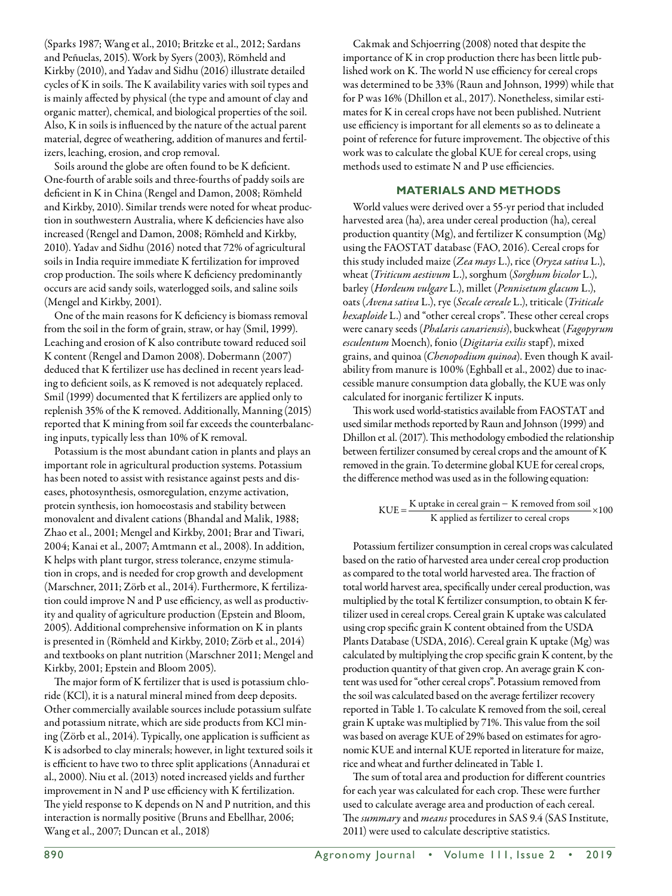(Sparks 1987; Wang et al., 2010; Britzke et al., 2012; Sardans and Peñuelas, 2015). Work by Syers (2003), Römheld and Kirkby (2010), and Yadav and Sidhu (2016) illustrate detailed cycles of K in soils. The K availability varies with soil types and is mainly affected by physical (the type and amount of clay and organic matter), chemical, and biological properties of the soil. Also, K in soils is influenced by the nature of the actual parent material, degree of weathering, addition of manures and fertilizers, leaching, erosion, and crop removal.

Soils around the globe are often found to be K deficient. One-fourth of arable soils and three-fourths of paddy soils are deficient in K in China (Rengel and Damon, 2008; Römheld and Kirkby, 2010). Similar trends were noted for wheat production in southwestern Australia, where K deficiencies have also increased (Rengel and Damon, 2008; Römheld and Kirkby, 2010). Yadav and Sidhu (2016) noted that 72% of agricultural soils in India require immediate K fertilization for improved crop production. The soils where K deficiency predominantly occurs are acid sandy soils, waterlogged soils, and saline soils (Mengel and Kirkby, 2001).

One of the main reasons for K deficiency is biomass removal from the soil in the form of grain, straw, or hay (Smil, 1999). Leaching and erosion of K also contribute toward reduced soil K content (Rengel and Damon 2008). Dobermann (2007) deduced that K fertilizer use has declined in recent years leading to deficient soils, as K removed is not adequately replaced. Smil (1999) documented that K fertilizers are applied only to replenish 35% of the K removed. Additionally, Manning (2015) reported that K mining from soil far exceeds the counterbalancing inputs, typically less than 10% of K removal.

Potassium is the most abundant cation in plants and plays an important role in agricultural production systems. Potassium has been noted to assist with resistance against pests and diseases, photosynthesis, osmoregulation, enzyme activation, protein synthesis, ion homoeostasis and stability between monovalent and divalent cations (Bhandal and Malik, 1988; Zhao et al., 2001; Mengel and Kirkby, 2001; Brar and Tiwari, 2004; Kanai et al., 2007; Amtmann et al., 2008). In addition, K helps with plant turgor, stress tolerance, enzyme stimulation in crops, and is needed for crop growth and development (Marschner, 2011; Zörb et al., 2014). Furthermore, K fertilization could improve N and P use efficiency, as well as productivity and quality of agriculture production (Epstein and Bloom, 2005). Additional comprehensive information on K in plants is presented in (Römheld and Kirkby, 2010; Zörb et al., 2014) and textbooks on plant nutrition (Marschner 2011; Mengel and Kirkby, 2001; Epstein and Bloom 2005).

The major form of K fertilizer that is used is potassium chloride (KCl), it is a natural mineral mined from deep deposits. Other commercially available sources include potassium sulfate and potassium nitrate, which are side products from KCl mining (Zörb et al., 2014). Typically, one application is sufficient as K is adsorbed to clay minerals; however, in light textured soils it is efficient to have two to three split applications (Annadurai et al., 2000). Niu et al. (2013) noted increased yields and further improvement in N and P use efficiency with K fertilization. The yield response to K depends on N and P nutrition, and this interaction is normally positive (Bruns and Ebellhar, 2006; Wang et al., 2007; Duncan et al., 2018)

Cakmak and Schjoerring (2008) noted that despite the importance of K in crop production there has been little published work on K. The world N use efficiency for cereal crops was determined to be 33% (Raun and Johnson, 1999) while that for P was 16% (Dhillon et al., 2017). Nonetheless, similar estimates for K in cereal crops have not been published. Nutrient use efficiency is important for all elements so as to delineate a point of reference for future improvement. The objective of this work was to calculate the global KUE for cereal crops, using methods used to estimate N and P use efficiencies.

## MATERIALS AND METHODS

World values were derived over a 55-yr period that included harvested area (ha), area under cereal production (ha), cereal production quantity (Mg), and fertilizer K consumption (Mg) using the FAOSTAT database (FAO, 2016). Cereal crops for this study included maize (*Zea mays* L.), rice (*Oryza sativa* L.), wheat (*Triticum aestivum* L.), sorghum (*Sorghum bicolor* L.), barley (*Hordeum vulgare* L.), millet (*Pennisetum glacum* L.), oats (*Avena sativa* L.), rye (*Secale cereale* L.), triticale (*Triticale hexaploide* L.) and "other cereal crops". These other cereal crops were canary seeds (*Phalaris canariensis*), buckwheat (*Fagopyrum esculentum* Moench), fonio (*Digitaria exilis* stapf), mixed grains, and quinoa (*Chenopodium quinoa*). Even though K availability from manure is 100% (Eghball et al., 2002) due to inaccessible manure consumption data globally, the KUE was only calculated for inorganic fertilizer K inputs.

This work used world-statistics available from FAOSTAT and used similar methods reported by Raun and Johnson (1999) and Dhillon et al. (2017). This methodology embodied the relationship between fertilizer consumed by cereal crops and the amount of K removed in the grain. To determine global KUE for cereal crops, the difference method was used as in the following equation:

$$\mathrm{KUE} = \frac{\text{K uptake in cereal grain} - \text{K removed from soil}}{\text{K applied as fertilizer to cereal crops}} \times 100$$

Potassium fertilizer consumption in cereal crops was calculated based on the ratio of harvested area under cereal crop production as compared to the total world harvested area. The fraction of total world harvest area, specifically under cereal production, was multiplied by the total K fertilizer consumption, to obtain K fertilizer used in cereal crops. Cereal grain K uptake was calculated using crop specific grain K content obtained from the USDA Plants Database (USDA, 2016). Cereal grain K uptake (Mg) was calculated by multiplying the crop specific grain K content, by the production quantity of that given crop. An average grain K content was used for "other cereal crops". Potassium removed from the soil was calculated based on the average fertilizer recovery reported in Table 1. To calculate K removed from the soil, cereal grain K uptake was multiplied by 71%. This value from the soil was based on average KUE of 29% based on estimates for agronomic KUE and internal KUE reported in literature for maize, rice and wheat and further delineated in Table 1.

The sum of total area and production for different countries for each year was calculated for each crop. These were further used to calculate average area and production of each cereal. The *summary* and *means* procedures in SAS 9.4 (SAS Institute, 2011) were used to calculate descriptive statistics.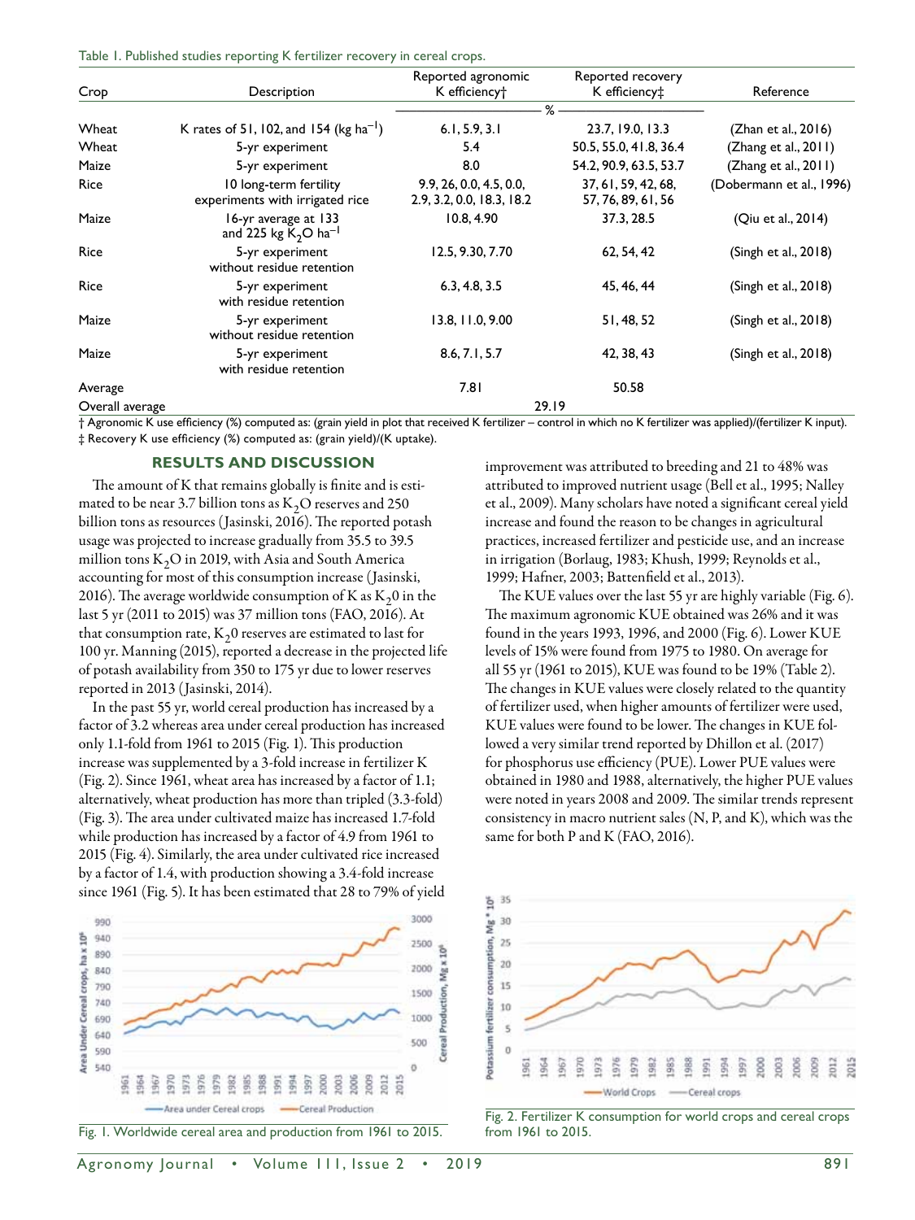Table 1. Published studies reporting K fertilizer recovery in cereal crops.

| Crop | Description | Reported agronomic K efficiency† | Reported recovery K efficiency‡ | Reference |
|---|---|---|---|---|
| | | % | | |
| Wheat | K rates of 51, 102, and 154 (kg $ha^{-1}$) | 6.1, 5.9, 3.1 | 23.7, 19.0, 13.3 | (Zhan et al., 2016) |
| Wheat | 5-yr experiment | 5.4 | 50.5, 55.0, 41.8, 36.4 | (Zhang et al., 2011) |
| Maize | 5-yr experiment | 8.0 | 54.2, 90.9, 63.5, 53.7 | (Zhang et al., 2011) |
| Rice | 10 long-term fertility experiments with irrigated rice | 9.9, 26, 0.0, 4.5, 0.0, 2.9, 3.2, 0.0, 18.3, 18.2 | 37, 61, 59, 42, 68, 57, 76, 89, 61, 56 | (Dobermann et al., 1996) |
| Maize | 16-yr average at 133 and 225 kg $K_2O$ $ha^{-1}$ | 10.8, 4.90 | 37.3, 28.5 | (Qiu et al., 2014) |
| Rice | 5-yr experiment without residue retention | 12.5, 9.30, 7.70 | 62, 54, 42 | (Singh et al., 2018) |
| Rice | 5-yr experiment with residue retention | 6.3, 4.8, 3.5 | 45, 46, 44 | (Singh et al., 2018) |
| Maize | 5-yr experiment without residue retention | 13.8, 11.0, 9.00 | 51, 48, 52 | (Singh et al., 2018) |
| Maize | 5-yr experiment with residue retention | 8.6, 7.1, 5.7 | 42, 38, 43 | (Singh et al., 2018) |
| Average | | 7.81 | 50.58 | |
| Overall average | | 29.19 | | |

† Agronomic K use efficiency (%) computed as: (grain yield in plot that received K fertilizer – control in which no K fertilizer was applied)/(fertilizer K input).
‡ Recovery K use efficiency (%) computed as: (grain yield)/(K uptake).

## RESULTS AND DISCUSSION

The amount of K that remains globally is finite and is estimated to be near 3.7 billion tons as $K_2O$ reserves and 250 billion tons as resources (Jasinski, 2016). The reported potash usage was projected to increase gradually from 35.5 to 39.5 million tons $K_2O$ in 2019, with Asia and South America accounting for most of this consumption increase (Jasinski, 2016). The average worldwide consumption of K as $K_20$ in the last 5 yr (2011 to 2015) was 37 million tons (FAO, 2016). At that consumption rate, $K_20$ reserves are estimated to last for 100 yr. Manning (2015), reported a decrease in the projected life of potash availability from 350 to 175 yr due to lower reserves reported in 2013 (Jasinski, 2014).

In the past 55 yr, world cereal production has increased by a factor of 3.2 whereas area under cereal production has increased only 1.1-fold from 1961 to 2015 (Fig. 1). This production increase was supplemented by a 3-fold increase in fertilizer K (Fig. 2). Since 1961, wheat area has increased by a factor of 1.1; alternatively, wheat production has more than tripled (3.3-fold) (Fig. 3). The area under cultivated maize has increased 1.7-fold while production has increased by a factor of 4.9 from 1961 to 2015 (Fig. 4). Similarly, the area under cultivated rice increased by a factor of 1.4, with production showing a 3.4-fold increase since 1961 (Fig. 5). It has been estimated that 28 to 79% of yield improvement was attributed to breeding and 21 to 48% was attributed to improved nutrient usage (Bell et al., 1995; Nalley et al., 2009). Many scholars have noted a significant cereal yield increase and found the reason to be changes in agricultural practices, increased fertilizer and pesticide use, and an increase in irrigation (Borlaug, 1983; Khush, 1999; Reynolds et al., 1999; Hafner, 2003; Battenfield et al., 2013).

The KUE values over the last 55 yr are highly variable (Fig. 6). The maximum agronomic KUE obtained was 26% and it was found in the years 1993, 1996, and 2000 (Fig. 6). Lower KUE levels of 15% were found from 1975 to 1980. On average for all 55 yr (1961 to 2015), KUE was found to be 19% (Table 2). The changes in KUE values were closely related to the quantity of fertilizer used, when higher amounts of fertilizer were used, KUE values were found to be lower. The changes in KUE followed a very similar trend reported by Dhillon et al. (2017) for phosphorus use efficiency (PUE). Lower PUE values were obtained in 1980 and 1988, alternatively, the higher PUE values were noted in years 2008 and 2009. The similar trends represent consistency in macro nutrient sales (N, P, and K), which was the same for both P and K (FAO, 2016).

Fig. 1. Worldwide cereal area and production from 1961 to 2015.

Fig. 2. Fertilizer K consumption for world crops and cereal crops from 1961 to 2015.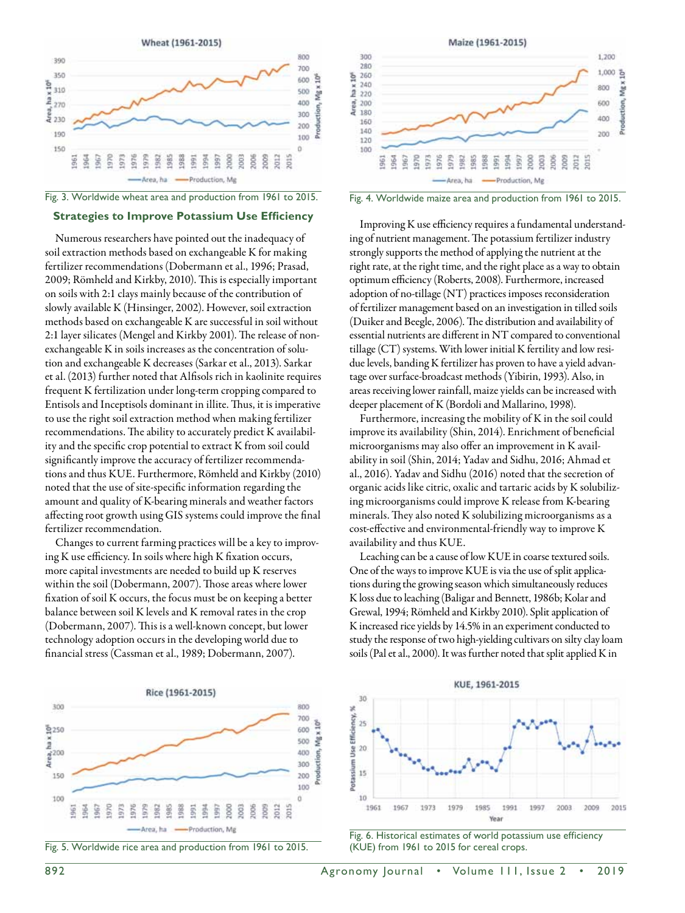Fig. 3. Worldwide wheat area and production from 1961 to 2015.

Fig. 4. Worldwide maize area and production from 1961 to 2015.

## Strategies to Improve Potassium Use Efficiency

Numerous researchers have pointed out the inadequacy of soil extraction methods based on exchangeable K for making fertilizer recommendations (Dobermann et al., 1996; Prasad, 2009; Römheld and Kirkby, 2010). This is especially important on soils with 2:1 clays mainly because of the contribution of slowly available K (Hinsinger, 2002). However, soil extraction methods based on exchangeable K are successful in soil without 2:1 layer silicates (Mengel and Kirkby 2001). The release of non-exchangeable K in soils increases as the concentration of solution and exchangeable K decreases (Sarkar et al., 2013). Sarkar et al. (2013) further noted that Alfisols rich in kaolinite requires frequent K fertilization under long-term cropping compared to Entisols and Inceptisols dominant in illite. Thus, it is imperative to use the right soil extraction method when making fertilizer recommendations. The ability to accurately predict K availability and the specific crop potential to extract K from soil could significantly improve the accuracy of fertilizer recommendations and thus KUE. Furthermore, Römheld and Kirkby (2010) noted that the use of site-specific information regarding the amount and quality of K-bearing minerals and weather factors affecting root growth using GIS systems could improve the final fertilizer recommendation.

Changes to current farming practices will be a key to improving K use efficiency. In soils where high K fixation occurs, more capital investments are needed to build up K reserves within the soil (Dobermann, 2007). Those areas where lower fixation of soil K occurs, the focus must be on keeping a better balance between soil K levels and K removal rates in the crop (Dobermann, 2007). This is a well-known concept, but lower technology adoption occurs in the developing world due to financial stress (Cassman et al., 1989; Dobermann, 2007).

Improving K use efficiency requires a fundamental understanding of nutrient management. The potassium fertilizer industry strongly supports the method of applying the nutrient at the right rate, at the right time, and the right place as a way to obtain optimum efficiency (Roberts, 2008). Furthermore, increased adoption of no-tillage (NT) practices imposes reconsideration of fertilizer management based on an investigation in tilled soils (Duiker and Beegle, 2006). The distribution and availability of essential nutrients are different in NT compared to conventional tillage (CT) systems. With lower initial K fertility and low residue levels, banding K fertilizer has proven to have a yield advantage over surface-broadcast methods (Yibirin, 1993). Also, in areas receiving lower rainfall, maize yields can be increased with deeper placement of K (Bordoli and Mallarino, 1998).

Furthermore, increasing the mobility of K in the soil could improve its availability (Shin, 2014). Enrichment of beneficial microorganisms may also offer an improvement in K availability in soil (Shin, 2014; Yadav and Sidhu, 2016; Ahmad et al., 2016). Yadav and Sidhu (2016) noted that the secretion of organic acids like citric, oxalic and tartaric acids by K solubilizing microorganisms could improve K release from K-bearing minerals. They also noted K solubilizing microorganisms as a cost-effective and environmental-friendly way to improve K availability and thus KUE.

Leaching can be a cause of low KUE in coarse textured soils. One of the ways to improve KUE is via the use of split applications during the growing season which simultaneously reduces K loss due to leaching (Baligar and Bennett, 1986b; Kolar and Grewal, 1994; Römheld and Kirkby 2010). Split application of K increased rice yields by 14.5% in an experiment conducted to study the response of two high-yielding cultivars on silty clay loam soils (Pal et al., 2000). It was further noted that split applied K in

Fig. 5. Worldwide rice area and production from 1961 to 2015.

Fig. 6. Historical estimates of world potassium use efficiency (KUE) from 1961 to 2015 for cereal crops.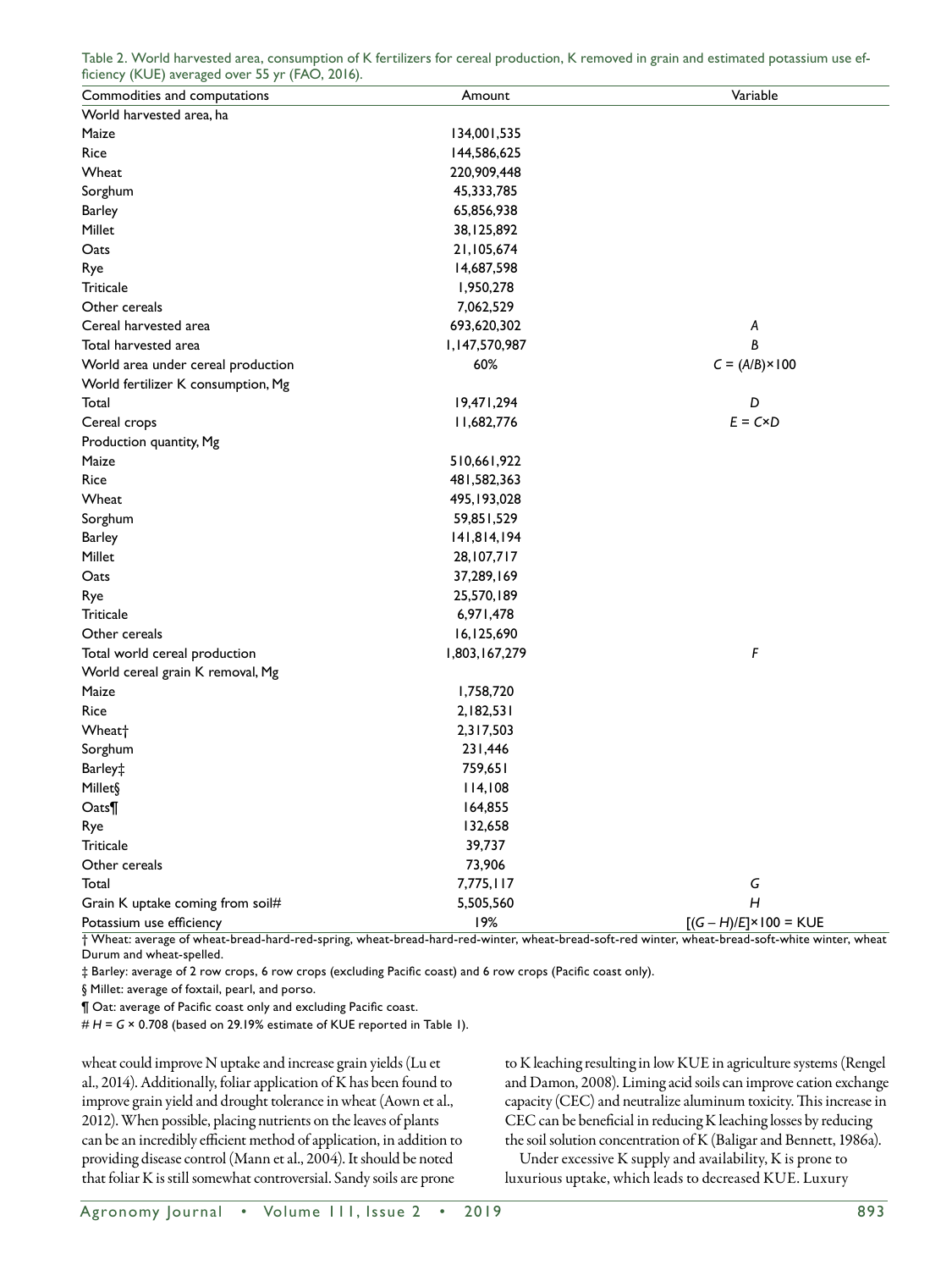Table 2. World harvested area, consumption of K fertilizers for cereal production, K removed in grain and estimated potassium use efficiency (KUE) averaged over 55 yr (FAO, 2016).

| Commodities and computations | Amount | Variable |
|---|---|---|
| World harvested area, ha | | |
| Maize | 134,001,535 | |
| Rice | 144,586,625 | |
| Wheat | 220,909,448 | |
| Sorghum | 45,333,785 | |
| Barley | 65,856,938 | |
| Millet | 38,125,892 | |
| Oats | 21,105,674 | |
| Rye | 14,687,598 | |
| Triticale | 1,950,278 | |
| Other cereals | 7,062,529 | |
| Cereal harvested area | 693,620,302 | $A$ |
| Total harvested area | 1,147,570,987 | $B$ |
| World area under cereal production | 60% | $C = (A/B)\times 100$ |
| World fertilizer K consumption, Mg | | |
| Total | 19,471,294 | $D$ |
| Cereal crops | 11,682,776 | $E = C\times D$ |
| Production quantity, Mg | | |
| Maize | 510,661,922 | |
| Rice | 481,582,363 | |
| Wheat | 495,193,028 | |
| Sorghum | 59,851,529 | |
| Barley | 141,814,194 | |
| Millet | 28,107,717 | |
| Oats | 37,289,169 | |
| Rye | 25,570,189 | |
| Triticale | 6,971,478 | |
| Other cereals | 16,125,690 | |
| Total world cereal production | 1,803,167,279 | $F$ |
| World cereal grain K removal, Mg | | |
| Maize | 1,758,720 | |
| Rice | 2,182,531 | |
| Wheat† | 2,317,503 | |
| Sorghum | 231,446 | |
| Barley‡ | 759,651 | |
| Millet§ | 114,108 | |
| Oats¶ | 164,855 | |
| Rye | 132,658 | |
| Triticale | 39,737 | |
| Other cereals | 73,906 | |
| Total | 7,775,117 | $G$ |
| Grain K uptake coming from soil# | 5,505,560 | $H$ |
| Potassium use efficiency | 19% | $[(G - H)/E]\times 100$ = KUE |

† Wheat: average of wheat-bread-hard-red-spring, wheat-bread-hard-red-winter, wheat-bread-soft-red winter, wheat-bread-soft-white winter, wheat Durum and wheat-spelled.

‡ Barley: average of 2 row crops, 6 row crops (excluding Pacific coast) and 6 row crops (Pacific coast only).

§ Millet: average of foxtail, pearl, and porso.

¶ Oat: average of Pacific coast only and excluding Pacific coast.

# $H = G \times 0.708$ (based on 29.19% estimate of KUE reported in Table 1).

wheat could improve N uptake and increase grain yields (Lu et al., 2014). Additionally, foliar application of K has been found to improve grain yield and drought tolerance in wheat (Aown et al., 2012). When possible, placing nutrients on the leaves of plants can be an incredibly efficient method of application, in addition to providing disease control (Mann et al., 2004). It should be noted that foliar K is still somewhat controversial. Sandy soils are prone to K leaching resulting in low KUE in agriculture systems (Rengel and Damon, 2008). Liming acid soils can improve cation exchange capacity (CEC) and neutralize aluminum toxicity. This increase in CEC can be beneficial in reducing K leaching losses by reducing the soil solution concentration of K (Baligar and Bennett, 1986a).

Under excessive K supply and availability, K is prone to luxurious uptake, which leads to decreased KUE. Luxury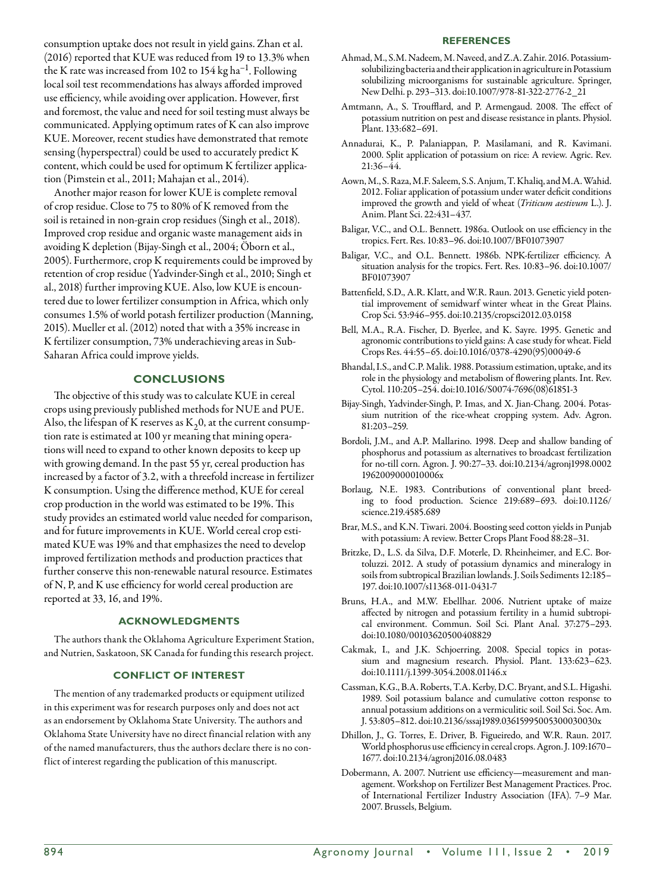consumption uptake does not result in yield gains. Zhan et al. (2016) reported that KUE was reduced from 19 to 13.3% when the K rate was increased from 102 to 154 kg ha$^{-1}$. Following local soil test recommendations has always afforded improved use efficiency, while avoiding over application. However, first and foremost, the value and need for soil testing must always be communicated. Applying optimum rates of K can also improve KUE. Moreover, recent studies have demonstrated that remote sensing (hyperspectral) could be used to accurately predict K content, which could be used for optimum K fertilizer application (Pimstein et al., 2011; Mahajan et al., 2014).

Another major reason for lower KUE is complete removal of crop residue. Close to 75 to 80% of K removed from the soil is retained in non-grain crop residues (Singh et al., 2018). Improved crop residue and organic waste management aids in avoiding K depletion (Bijay-Singh et al., 2004; Öborn et al., 2005). Furthermore, crop K requirements could be improved by retention of crop residue (Yadvinder-Singh et al., 2010; Singh et al., 2018) further improving KUE. Also, low KUE is encountered due to lower fertilizer consumption in Africa, which only consumes 1.5% of world potash fertilizer production (Manning, 2015). Mueller et al. (2012) noted that with a 35% increase in K fertilizer consumption, 73% underachieving areas in Sub-Saharan Africa could improve yields.

## CONCLUSIONS

The objective of this study was to calculate KUE in cereal crops using previously published methods for NUE and PUE. Also, the lifespan of K reserves as $K_2 0$, at the current consumption rate is estimated at 100 yr meaning that mining operations will need to expand to other known deposits to keep up with growing demand. In the past 55 yr, cereal production has increased by a factor of 3.2, with a threefold increase in fertilizer K consumption. Using the difference method, KUE for cereal crop production in the world was estimated to be 19%. This study provides an estimated world value needed for comparison, and for future improvements in KUE. World cereal crop estimated KUE was 19% and that emphasizes the need to develop improved fertilization methods and production practices that further conserve this non-renewable natural resource. Estimates of N, P, and K use efficiency for world cereal production are reported at 33, 16, and 19%.

## ACKNOWLEDGMENTS

The authors thank the Oklahoma Agriculture Experiment Station, and Nutrien, Saskatoon, SK Canada for funding this research project.

## CONFLICT OF INTEREST

The mention of any trademarked products or equipment utilized in this experiment was for research purposes only and does not act as an endorsement by Oklahoma State University. The authors and Oklahoma State University have no direct financial relation with any of the named manufacturers, thus the authors declare there is no conflict of interest regarding the publication of this manuscript.

## REFERENCES

Ahmad, M., S.M. Nadeem, M. Naveed, and Z.A. Zahir. 2016. Potassium-solubilizing bacteria and their application in agriculture in Potassium solubilizing microorganisms for sustainable agriculture. Springer, New Delhi. p. 293–313. doi:10.1007/978-81-322-2776-2_21

Amtmann, A., S. Troufflard, and P. Armengaud. 2008. The effect of potassium nutrition on pest and disease resistance in plants. Physiol. Plant. 133:682–691.

Annadurai, K., P. Palaniappan, P. Masilamani, and R. Kavimani. 2000. Split application of potassium on rice: A review. Agric. Rev. 21:36–44.

Aown, M., S. Raza, M.F. Saleem, S.S. Anjum, T. Khaliq, and M.A. Wahid. 2012. Foliar application of potassium under water deficit conditions improved the growth and yield of wheat (*Triticum aestivum* L.). J. Anim. Plant Sci. 22:431–437.

Baligar, V.C., and O.L. Bennett. 1986a. Outlook on use efficiency in the tropics. Fert. Res. 10:83–96. doi:10.1007/BF01073907

Baligar, V.C., and O.L. Bennett. 1986b. NPK-fertilizer efficiency. A situation analysis for the tropics. Fert. Res. 10:83–96. doi:10.1007/BF01073907

Battenfield, S.D., A.R. Klatt, and W.R. Raun. 2013. Genetic yield potential improvement of semidwarf winter wheat in the Great Plains. Crop Sci. 53:946–955. doi:10.2135/cropsci2012.03.0158

Bell, M.A., R.A. Fischer, D. Byerlee, and K. Sayre. 1995. Genetic and agronomic contributions to yield gains: A case study for wheat. Field Crops Res. 44:55–65. doi:10.1016/0378-4290(95)00049-6

Bhandal, I.S., and C.P. Malik. 1988. Potassium estimation, uptake, and its role in the physiology and metabolism of flowering plants. Int. Rev. Cytol. 110:205–254. doi:10.1016/S0074-7696(08)61851-3

Bijay-Singh, Yadvinder-Singh, P. Imas, and X. Jian-Chang. 2004. Potassium nutrition of the rice-wheat cropping system. Adv. Agron. 81:203–259.

Bordoli, J.M., and A.P. Mallarino. 1998. Deep and shallow banding of phosphorus and potassium as alternatives to broadcast fertilization for no-till corn. Agron. J. 90:27–33. doi:10.2134/agronj1998.00021962009000010006x

Borlaug, N.E. 1983. Contributions of conventional plant breeding to food production. Science 219:689–693. doi:10.1126/science.219.4585.689

Brar, M.S., and K.N. Tiwari. 2004. Boosting seed cotton yields in Punjab with potassium: A review. Better Crops Plant Food 88:28–31.

Britzke, D., L.S. da Silva, D.F. Moterle, D. Rheinheimer, and E.C. Bortoluzzi. 2012. A study of potassium dynamics and mineralogy in soils from subtropical Brazilian lowlands. J. Soils Sediments 12:185–197. doi:10.1007/s11368-011-0431-7

Bruns, H.A., and M.W. Ebellhar. 2006. Nutrient uptake of maize affected by nitrogen and potassium fertility in a humid subtropical environment. Commun. Soil Sci. Plant Anal. 37:275–293. doi:10.1080/00103620500408829

Cakmak, I., and J.K. Schjoerring. 2008. Special topics in potassium and magnesium research. Physiol. Plant. 133:623–623. doi:10.1111/j.1399-3054.2008.01146.x

Cassman, K.G., B.A. Roberts, T.A. Kerby, D.C. Bryant, and S.L. Higashi. 1989. Soil potassium balance and cumulative cotton response to annual potassium additions on a vermiculitic soil. Soil Sci. Soc. Am. J. 53:805–812. doi:10.2136/sssaj1989.03615995005300030030x

Dhillon, J., G. Torres, E. Driver, B. Figueiredo, and W.R. Raun. 2017. World phosphorus use efficiency in cereal crops. Agron. J. 109:1670–1677. doi:10.2134/agronj2016.08.0483

Dobermann, A. 2007. Nutrient use efficiency—measurement and management. Workshop on Fertilizer Best Management Practices. Proc. of International Fertilizer Industry Association (IFA). 7–9 Mar. 2007. Brussels, Belgium.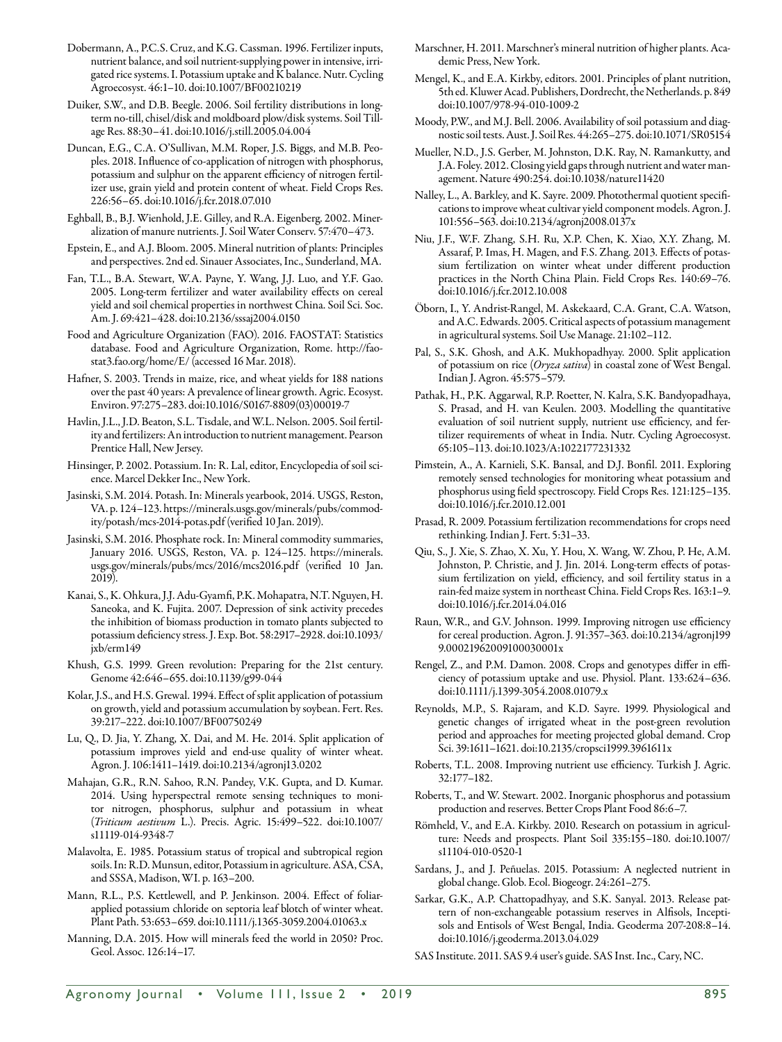Dobermann, A., P.C.S. Cruz, and K.G. Cassman. 1996. Fertilizer inputs, nutrient balance, and soil nutrient-supplying power in intensive, irrigated rice systems. I. Potassium uptake and K balance. Nutr. Cycling Agroecosyst. 46:1–10. doi:10.1007/BF00210219

Duiker, S.W., and D.B. Beegle. 2006. Soil fertility distributions in long-term no-till, chisel/disk and moldboard plow/disk systems. Soil Tillage Res. 88:30–41. doi:10.1016/j.still.2005.04.004

Duncan, E.G., C.A. O'Sullivan, M.M. Roper, J.S. Biggs, and M.B. Peoples. 2018. Influence of co-application of nitrogen with phosphorus, potassium and sulphur on the apparent efficiency of nitrogen fertilizer use, grain yield and protein content of wheat. Field Crops Res. 226:56–65. doi:10.1016/j.fcr.2018.07.010

Eghball, B., B.J. Wienhold, J.E. Gilley, and R.A. Eigenberg. 2002. Mineralization of manure nutrients. J. Soil Water Conserv. 57:470–473.

Epstein, E., and A.J. Bloom. 2005. Mineral nutrition of plants: Principles and perspectives. 2nd ed. Sinauer Associates, Inc., Sunderland, MA.

Fan, T.L., B.A. Stewart, W.A. Payne, Y. Wang, J.J. Luo, and Y.F. Gao. 2005. Long-term fertilizer and water availability effects on cereal yield and soil chemical properties in northwest China. Soil Sci. Soc. Am. J. 69:421–428. doi:10.2136/sssaj2004.0150

Food and Agriculture Organization (FAO). 2016. FAOSTAT: Statistics database. Food and Agriculture Organization, Rome. http://faostat3.fao.org/home/E/ (accessed 16 Mar. 2018).

Hafner, S. 2003. Trends in maize, rice, and wheat yields for 188 nations over the past 40 years: A prevalence of linear growth. Agric. Ecosyst. Environ. 97:275–283. doi:10.1016/S0167-8809(03)00019-7

Havlin, J.L., J.D. Beaton, S.L. Tisdale, and W.L. Nelson. 2005. Soil fertility and fertilizers: An introduction to nutrient management. Pearson Prentice Hall, New Jersey.

Hinsinger, P. 2002. Potassium. In: R. Lal, editor, Encyclopedia of soil science. Marcel Dekker Inc., New York.

Jasinski, S.M. 2014. Potash. In: Minerals yearbook, 2014. USGS, Reston, VA. p. 124–123. https://minerals.usgs.gov/minerals/pubs/commodity/potash/mcs-2014-potas.pdf (verified 10 Jan. 2019).

Jasinski, S.M. 2016. Phosphate rock. In: Mineral commodity summaries, January 2016. USGS, Reston, VA. p. 124–125. https://minerals.usgs.gov/minerals/pubs/mcs/2016/mcs2016.pdf (verified 10 Jan. 2019).

Kanai, S., K. Ohkura, J.J. Adu-Gyamfi, P.K. Mohapatra, N.T. Nguyen, H. Saneoka, and K. Fujita. 2007. Depression of sink activity precedes the inhibition of biomass production in tomato plants subjected to potassium deficiency stress. J. Exp. Bot. 58:2917–2928. doi:10.1093/jxb/erm149

Khush, G.S. 1999. Green revolution: Preparing for the 21st century. Genome 42:646–655. doi:10.1139/g99-044

Kolar, J.S., and H.S. Grewal. 1994. Effect of split application of potassium on growth, yield and potassium accumulation by soybean. Fert. Res. 39:217–222. doi:10.1007/BF00750249

Lu, Q., D. Jia, Y. Zhang, X. Dai, and M. He. 2014. Split application of potassium improves yield and end-use quality of winter wheat. Agron. J. 106:1411–1419. doi:10.2134/agronj13.0202

Mahajan, G.R., R.N. Sahoo, R.N. Pandey, V.K. Gupta, and D. Kumar. 2014. Using hyperspectral remote sensing techniques to monitor nitrogen, phosphorus, sulphur and potassium in wheat (*Triticum aestivum* L.). Precis. Agric. 15:499–522. doi:10.1007/s11119-014-9348-7

Malavolta, E. 1985. Potassium status of tropical and subtropical region soils. In: R.D. Munson, editor, Potassium in agriculture. ASA, CSA, and SSSA, Madison, WI. p. 163–200.

Mann, R.L., P.S. Kettlewell, and P. Jenkinson. 2004. Effect of foliar-applied potassium chloride on septoria leaf blotch of winter wheat. Plant Path. 53:653–659. doi:10.1111/j.1365-3059.2004.01063.x

Manning, D.A. 2015. How will minerals feed the world in 2050? Proc. Geol. Assoc. 126:14–17.

Marschner, H. 2011. Marschner's mineral nutrition of higher plants. Academic Press, New York.

Mengel, K., and E.A. Kirkby, editors. 2001. Principles of plant nutrition, 5th ed. Kluwer Acad. Publishers, Dordrecht, the Netherlands. p. 849 doi:10.1007/978-94-010-1009-2

Moody, P.W., and M.J. Bell. 2006. Availability of soil potassium and diagnostic soil tests. Aust. J. Soil Res. 44:265–275. doi:10.1071/SR05154

Mueller, N.D., J.S. Gerber, M. Johnston, D.K. Ray, N. Ramankutty, and J.A. Foley. 2012. Closing yield gaps through nutrient and water management. Nature 490:254. doi:10.1038/nature11420

Nalley, L., A. Barkley, and K. Sayre. 2009. Photothermal quotient specifications to improve wheat cultivar yield component models. Agron. J. 101:556–563. doi:10.2134/agronj2008.0137x

Niu, J.F., W.F. Zhang, S.H. Ru, X.P. Chen, K. Xiao, X.Y. Zhang, M. Assaraf, P. Imas, H. Magen, and F.S. Zhang. 2013. Effects of potassium fertilization on winter wheat under different production practices in the North China Plain. Field Crops Res. 140:69–76. doi:10.1016/j.fcr.2012.10.008

Öborn, I., Y. Andrist-Rangel, M. Askekaard, C.A. Grant, C.A. Watson, and A.C. Edwards. 2005. Critical aspects of potassium management in agricultural systems. Soil Use Manage. 21:102–112.

Pal, S., S.K. Ghosh, and A.K. Mukhopadhyay. 2000. Split application of potassium on rice (*Oryza sativa*) in coastal zone of West Bengal. Indian J. Agron. 45:575–579.

Pathak, H., P.K. Aggarwal, R.P. Roetter, N. Kalra, S.K. Bandyopadhaya, S. Prasad, and H. van Keulen. 2003. Modelling the quantitative evaluation of soil nutrient supply, nutrient use efficiency, and fertilizer requirements of wheat in India. Nutr. Cycling Agroecosyst. 65:105–113. doi:10.1023/A:1022177231332

Pimstein, A., A. Karnieli, S.K. Bansal, and D.J. Bonfil. 2011. Exploring remotely sensed technologies for monitoring wheat potassium and phosphorus using field spectroscopy. Field Crops Res. 121:125–135. doi:10.1016/j.fcr.2010.12.001

Prasad, R. 2009. Potassium fertilization recommendations for crops need rethinking. Indian J. Fert. 5:31–33.

Qiu, S., J. Xie, S. Zhao, X. Xu, Y. Hou, X. Wang, W. Zhou, P. He, A.M. Johnston, P. Christie, and J. Jin. 2014. Long-term effects of potassium fertilization on yield, efficiency, and soil fertility status in a rain-fed maize system in northeast China. Field Crops Res. 163:1–9. doi:10.1016/j.fcr.2014.04.016

Raun, W.R., and G.V. Johnson. 1999. Improving nitrogen use efficiency for cereal production. Agron. J. 91:357–363. doi:10.2134/agronj1999.00021962009100030001x

Rengel, Z., and P.M. Damon. 2008. Crops and genotypes differ in efficiency of potassium uptake and use. Physiol. Plant. 133:624–636. doi:10.1111/j.1399-3054.2008.01079.x

Reynolds, M.P., S. Rajaram, and K.D. Sayre. 1999. Physiological and genetic changes of irrigated wheat in the post-green revolution period and approaches for meeting projected global demand. Crop Sci. 39:1611–1621. doi:10.2135/cropsci1999.3961611x

Roberts, T.L. 2008. Improving nutrient use efficiency. Turkish J. Agric. 32:177–182.

Roberts, T., and W. Stewart. 2002. Inorganic phosphorus and potassium production and reserves. Better Crops Plant Food 86:6–7.

Römheld, V., and E.A. Kirkby. 2010. Research on potassium in agriculture: Needs and prospects. Plant Soil 335:155–180. doi:10.1007/s11104-010-0520-1

Sardans, J., and J. Peñuelas. 2015. Potassium: A neglected nutrient in global change. Glob. Ecol. Biogeogr. 24:261–275.

Sarkar, G.K., A.P. Chattopadhyay, and S.K. Sanyal. 2013. Release pattern of non-exchangeable potassium reserves in Alfisols, Inceptisols and Entisols of West Bengal, India. Geoderma 207-208:8–14. doi:10.1016/j.geoderma.2013.04.029

SAS Institute. 2011. SAS 9.4 user's guide. SAS Inst. Inc., Cary, NC.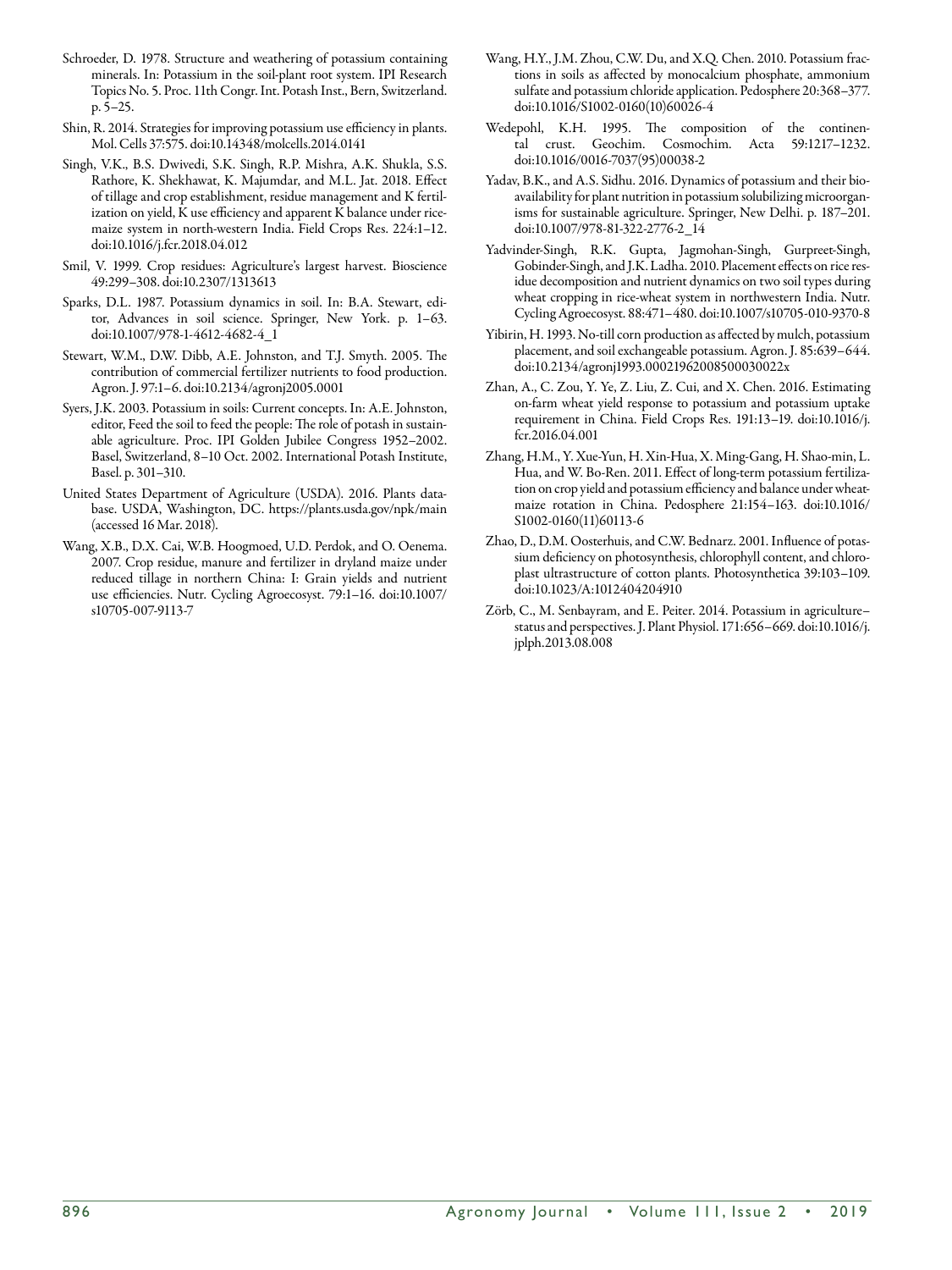Schroeder, D. 1978. Structure and weathering of potassium containing minerals. In: Potassium in the soil-plant root system. IPI Research Topics No. 5. Proc. 11th Congr. Int. Potash Inst., Bern, Switzerland. p. 5–25.

Shin, R. 2014. Strategies for improving potassium use efficiency in plants. Mol. Cells 37:575. doi:10.14348/molcells.2014.0141

Singh, V.K., B.S. Dwivedi, S.K. Singh, R.P. Mishra, A.K. Shukla, S.S. Rathore, K. Shekhawat, K. Majumdar, and M.L. Jat. 2018. Effect of tillage and crop establishment, residue management and K fertilization on yield, K use efficiency and apparent K balance under rice-maize system in north-western India. Field Crops Res. 224:1–12. doi:10.1016/j.fcr.2018.04.012

Smil, V. 1999. Crop residues: Agriculture's largest harvest. Bioscience 49:299–308. doi:10.2307/1313613

Sparks, D.L. 1987. Potassium dynamics in soil. In: B.A. Stewart, editor, Advances in soil science. Springer, New York. p. 1–63. doi:10.1007/978-1-4612-4682-4_1

Stewart, W.M., D.W. Dibb, A.E. Johnston, and T.J. Smyth. 2005. The contribution of commercial fertilizer nutrients to food production. Agron. J. 97:1–6. doi:10.2134/agronj2005.0001

Syers, J.K. 2003. Potassium in soils: Current concepts. In: A.E. Johnston, editor, Feed the soil to feed the people: The role of potash in sustainable agriculture. Proc. IPI Golden Jubilee Congress 1952–2002. Basel, Switzerland, 8–10 Oct. 2002. International Potash Institute, Basel. p. 301–310.

United States Department of Agriculture (USDA). 2016. Plants database. USDA, Washington, DC. https://plants.usda.gov/npk/main (accessed 16 Mar. 2018).

Wang, X.B., D.X. Cai, W.B. Hoogmoed, U.D. Perdok, and O. Oenema. 2007. Crop residue, manure and fertilizer in dryland maize under reduced tillage in northern China: I: Grain yields and nutrient use efficiencies. Nutr. Cycling Agroecosyst. 79:1–16. doi:10.1007/s10705-007-9113-7

Wang, H.Y., J.M. Zhou, C.W. Du, and X.Q. Chen. 2010. Potassium fractions in soils as affected by monocalcium phosphate, ammonium sulfate and potassium chloride application. Pedosphere 20:368–377. doi:10.1016/S1002-0160(10)60026-4

Wedepohl, K.H. 1995. The composition of the continental crust. Geochim. Cosmochim. Acta 59:1217–1232. doi:10.1016/0016-7037(95)00038-2

Yadav, B.K., and A.S. Sidhu. 2016. Dynamics of potassium and their bioavailability for plant nutrition in potassium solubilizing microorganisms for sustainable agriculture. Springer, New Delhi. p. 187–201. doi:10.1007/978-81-322-2776-2_14

Yadvinder-Singh, R.K. Gupta, Jagmohan-Singh, Gurpreet-Singh, Gobinder-Singh, and J.K. Ladha. 2010. Placement effects on rice residue decomposition and nutrient dynamics on two soil types during wheat cropping in rice-wheat system in northwestern India. Nutr. Cycling Agroecosyst. 88:471–480. doi:10.1007/s10705-010-9370-8

Yibirin, H. 1993. No-till corn production as affected by mulch, potassium placement, and soil exchangeable potassium. Agron. J. 85:639–644. doi:10.2134/agronj1993.00021962008500030022x

Zhan, A., C. Zou, Y. Ye, Z. Liu, Z. Cui, and X. Chen. 2016. Estimating on-farm wheat yield response to potassium and potassium uptake requirement in China. Field Crops Res. 191:13–19. doi:10.1016/j.fcr.2016.04.001

Zhang, H.M., Y. Xue-Yun, H. Xin-Hua, X. Ming-Gang, H. Shao-min, L. Hua, and W. Bo-Ren. 2011. Effect of long-term potassium fertilization on crop yield and potassium efficiency and balance under wheat-maize rotation in China. Pedosphere 21:154–163. doi:10.1016/S1002-0160(11)60113-6

Zhao, D., D.M. Oosterhuis, and C.W. Bednarz. 2001. Influence of potassium deficiency on photosynthesis, chlorophyll content, and chloroplast ultrastructure of cotton plants. Photosynthetica 39:103–109. doi:10.1023/A:1012404204910

Zörb, C., M. Senbayram, and E. Peiter. 2014. Potassium in agriculture–status and perspectives. J. Plant Physiol. 171:656–669. doi:10.1016/j.jplph.2013.08.008